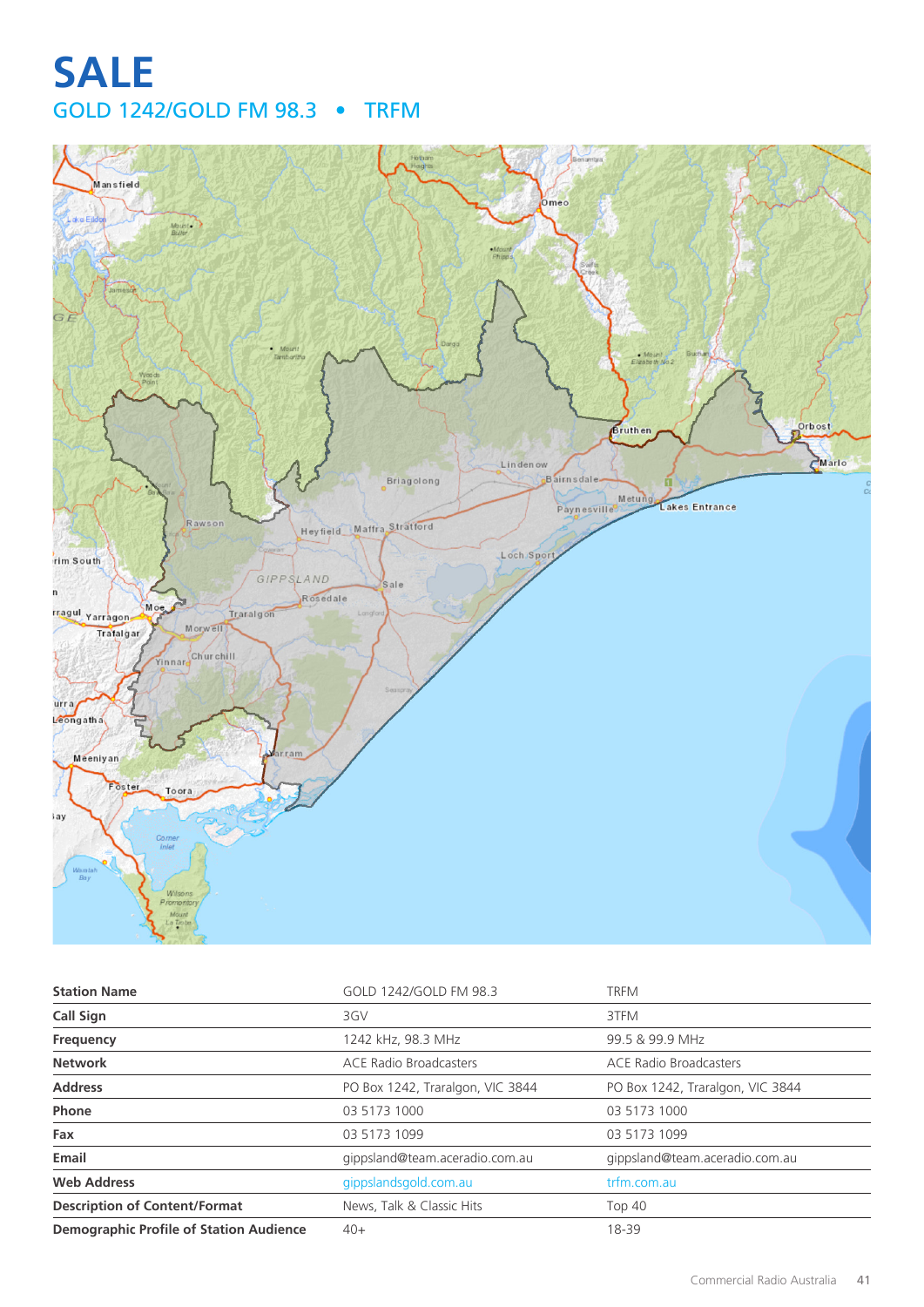# SALE

## GOLD 1242/GOLD FM 98.3 • TRFM

| Station Name | GOLD 1242/GOLD FM 98.3 | TRFM |
| --- | --- | --- |
| Call Sign | 3GV | 3TFM |
| Frequency | 1242 kHz, 98.3 MHz | 99.5 & 99.9 MHz |
| Network | ACE Radio Broadcasters | ACE Radio Broadcasters |
| Address | PO Box 1242, Traralgon, VIC 3844 | PO Box 1242, Traralgon, VIC 3844 |
| Phone | 03 5173 1000 | 03 5173 1000 |
| Fax | 03 5173 1099 | 03 5173 1099 |
| Email | gippsland@team.aceradio.com.au | gippsland@team.aceradio.com.au |
| Web Address | gippslandsgold.com.au | trfm.com.au |
| Description of Content/Format | News, Talk & Classic Hits | Top 40 |
| Demographic Profile of Station Audience | 40+ | 18-39 |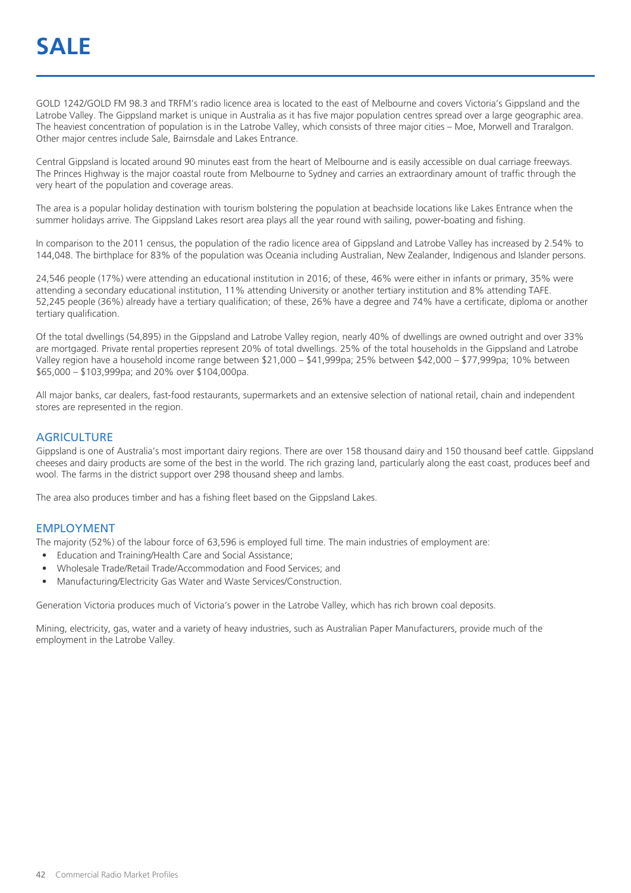# SALE

GOLD 1242/GOLD FM 98.3 and TRFM's radio licence area is located to the east of Melbourne and covers Victoria's Gippsland and the Latrobe Valley. The Gippsland market is unique in Australia as it has five major population centres spread over a large geographic area. The heaviest concentration of population is in the Latrobe Valley, which consists of three major cities – Moe, Morwell and Traralgon. Other major centres include Sale, Bairnsdale and Lakes Entrance.

Central Gippsland is located around 90 minutes east from the heart of Melbourne and is easily accessible on dual carriage freeways. The Princes Highway is the major coastal route from Melbourne to Sydney and carries an extraordinary amount of traffic through the very heart of the population and coverage areas.

The area is a popular holiday destination with tourism bolstering the population at beachside locations like Lakes Entrance when the summer holidays arrive. The Gippsland Lakes resort area plays all the year round with sailing, power-boating and fishing.

In comparison to the 2011 census, the population of the radio licence area of Gippsland and Latrobe Valley has increased by 2.54% to 144,048. The birthplace for 83% of the population was Oceania including Australian, New Zealander, Indigenous and Islander persons.

24,546 people (17%) were attending an educational institution in 2016; of these, 46% were either in infants or primary, 35% were attending a secondary educational institution, 11% attending University or another tertiary institution and 8% attending TAFE. 52,245 people (36%) already have a tertiary qualification; of these, 26% have a degree and 74% have a certificate, diploma or another tertiary qualification.

Of the total dwellings (54,895) in the Gippsland and Latrobe Valley region, nearly 40% of dwellings are owned outright and over 33% are mortgaged. Private rental properties represent 20% of total dwellings. 25% of the total households in the Gippsland and Latrobe Valley region have a household income range between $21,000 – $41,999pa; 25% between $42,000 – $77,999pa; 10% between $65,000 – $103,999pa; and 20% over $104,000pa.

All major banks, car dealers, fast-food restaurants, supermarkets and an extensive selection of national retail, chain and independent stores are represented in the region.

## AGRICULTURE

Gippsland is one of Australia's most important dairy regions. There are over 158 thousand dairy and 150 thousand beef cattle. Gippsland cheeses and dairy products are some of the best in the world. The rich grazing land, particularly along the east coast, produces beef and wool. The farms in the district support over 298 thousand sheep and lambs.

The area also produces timber and has a fishing fleet based on the Gippsland Lakes.

## EMPLOYMENT

The majority (52%) of the labour force of 63,596 is employed full time. The main industries of employment are:

- Education and Training/Health Care and Social Assistance;
- Wholesale Trade/Retail Trade/Accommodation and Food Services; and
- Manufacturing/Electricity Gas Water and Waste Services/Construction.

Generation Victoria produces much of Victoria's power in the Latrobe Valley, which has rich brown coal deposits.

Mining, electricity, gas, water and a variety of heavy industries, such as Australian Paper Manufacturers, provide much of the employment in the Latrobe Valley.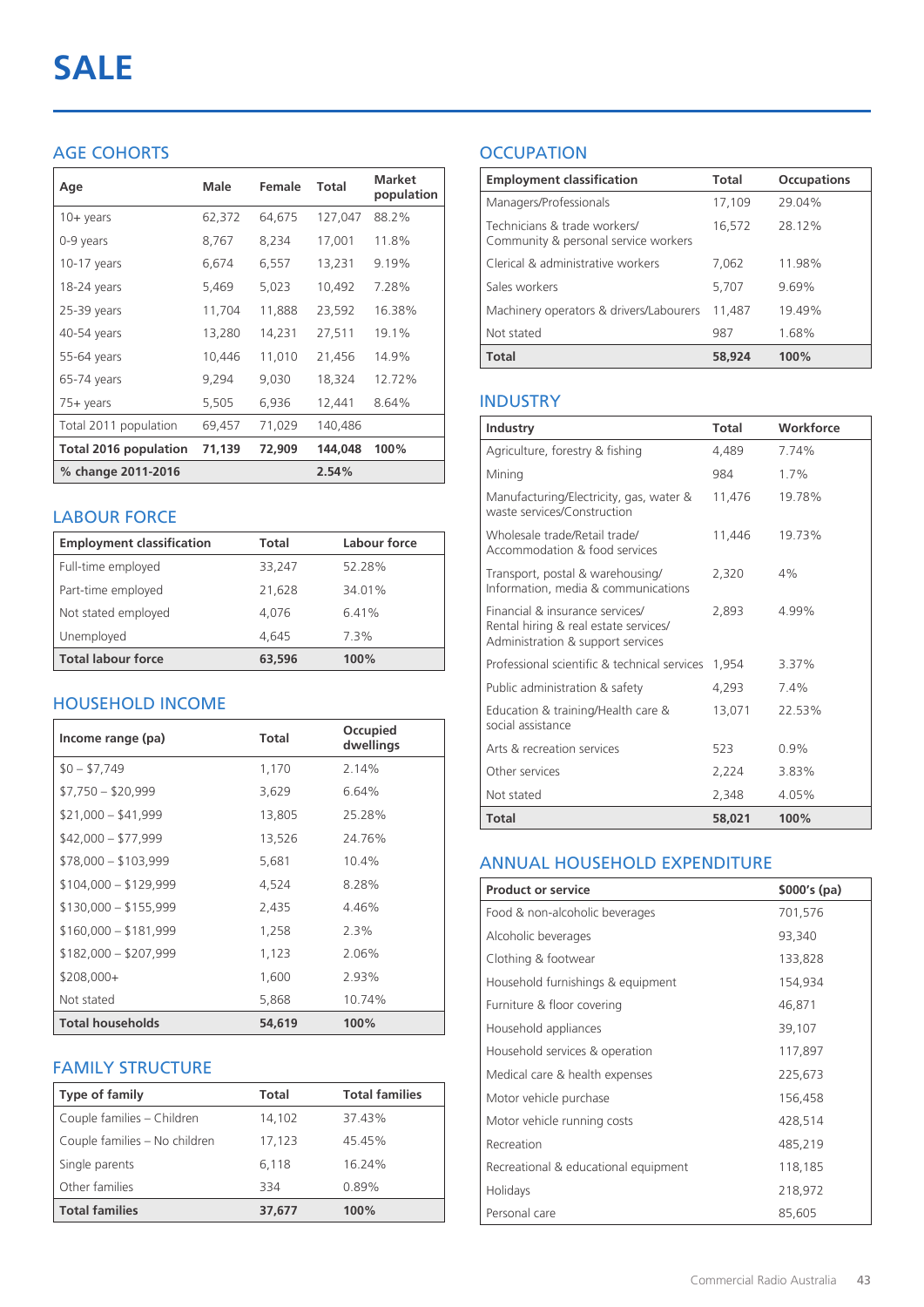# SALE

## AGE COHORTS

| Age | Male | Female | Total | Market population |
|---|---|---|---|---|
| 10+ years | 62,372 | 64,675 | 127,047 | 88.2% |
| 0-9 years | 8,767 | 8,234 | 17,001 | 11.8% |
| 10-17 years | 6,674 | 6,557 | 13,231 | 9.19% |
| 18-24 years | 5,469 | 5,023 | 10,492 | 7.28% |
| 25-39 years | 11,704 | 11,888 | 23,592 | 16.38% |
| 40-54 years | 13,280 | 14,231 | 27,511 | 19.1% |
| 55-64 years | 10,446 | 11,010 | 21,456 | 14.9% |
| 65-74 years | 9,294 | 9,030 | 18,324 | 12.72% |
| 75+ years | 5,505 | 6,936 | 12,441 | 8.64% |
| Total 2011 population | 69,457 | 71,029 | 140,486 | |
| **Total 2016 population** | **71,139** | **72,909** | **144,048** | **100%** |
| **% change 2011-2016** | | | **2.54%** | |

## LABOUR FORCE

| Employment classification | Total | Labour force |
|---|---|---|
| Full-time employed | 33,247 | 52.28% |
| Part-time employed | 21,628 | 34.01% |
| Not stated employed | 4,076 | 6.41% |
| Unemployed | 4,645 | 7.3% |
| **Total labour force** | **63,596** | **100%** |

## HOUSEHOLD INCOME

| Income range (pa) | Total | Occupied dwellings |
|---|---|---|
| $0 – $7,749 | 1,170 | 2.14% |
| $7,750 – $20,999 | 3,629 | 6.64% |
| $21,000 – $41,999 | 13,805 | 25.28% |
| $42,000 – $77,999 | 13,526 | 24.76% |
| $78,000 – $103,999 | 5,681 | 10.4% |
| $104,000 – $129,999 | 4,524 | 8.28% |
| $130,000 – $155,999 | 2,435 | 4.46% |
| $160,000 – $181,999 | 1,258 | 2.3% |
| $182,000 – $207,999 | 1,123 | 2.06% |
| $208,000+ | 1,600 | 2.93% |
| Not stated | 5,868 | 10.74% |
| **Total households** | **54,619** | **100%** |

## FAMILY STRUCTURE

| Type of family | Total | Total families |
|---|---|---|
| Couple families – Children | 14,102 | 37.43% |
| Couple families – No children | 17,123 | 45.45% |
| Single parents | 6,118 | 16.24% |
| Other families | 334 | 0.89% |
| **Total families** | **37,677** | **100%** |

## OCCUPATION

| Employment classification | Total | Occupations |
|---|---|---|
| Managers/Professionals | 17,109 | 29.04% |
| Technicians & trade workers/ Community & personal service workers | 16,572 | 28.12% |
| Clerical & administrative workers | 7,062 | 11.98% |
| Sales workers | 5,707 | 9.69% |
| Machinery operators & drivers/Labourers | 11,487 | 19.49% |
| Not stated | 987 | 1.68% |
| **Total** | **58,924** | **100%** |

## INDUSTRY

| Industry | Total | Workforce |
|---|---|---|
| Agriculture, forestry & fishing | 4,489 | 7.74% |
| Mining | 984 | 1.7% |
| Manufacturing/Electricity, gas, water & waste services/Construction | 11,476 | 19.78% |
| Wholesale trade/Retail trade/ Accommodation & food services | 11,446 | 19.73% |
| Transport, postal & warehousing/ Information, media & communications | 2,320 | 4% |
| Financial & insurance services/ Rental hiring & real estate services/ Administration & support services | 2,893 | 4.99% |
| Professional scientific & technical services | 1,954 | 3.37% |
| Public administration & safety | 4,293 | 7.4% |
| Education & training/Health care & social assistance | 13,071 | 22.53% |
| Arts & recreation services | 523 | 0.9% |
| Other services | 2,224 | 3.83% |
| Not stated | 2,348 | 4.05% |
| **Total** | **58,021** | **100%** |

## ANNUAL HOUSEHOLD EXPENDITURE

| Product or service | $000's (pa) |
|---|---|
| Food & non-alcoholic beverages | 701,576 |
| Alcoholic beverages | 93,340 |
| Clothing & footwear | 133,828 |
| Household furnishings & equipment | 154,934 |
| Furniture & floor covering | 46,871 |
| Household appliances | 39,107 |
| Household services & operation | 117,897 |
| Medical care & health expenses | 225,673 |
| Motor vehicle purchase | 156,458 |
| Motor vehicle running costs | 428,514 |
| Recreation | 485,219 |
| Recreational & educational equipment | 118,185 |
| Holidays | 218,972 |
| Personal care | 85,605 |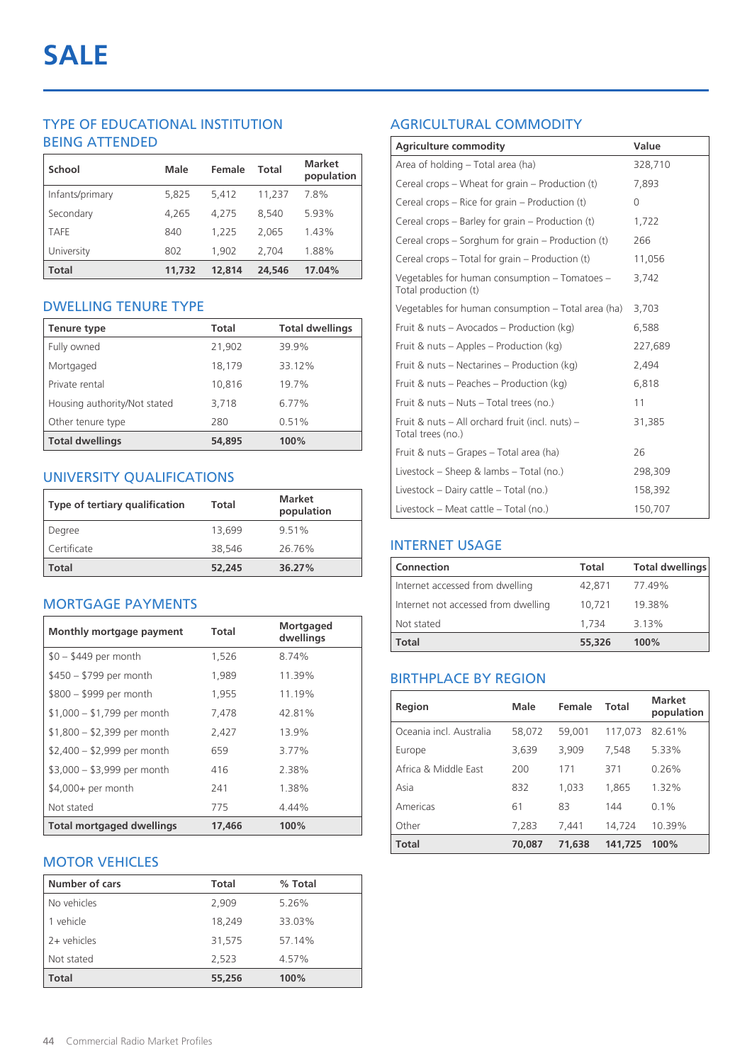# SALE

## TYPE OF EDUCATIONAL INSTITUTION BEING ATTENDED

| School | Male | Female | Total | Market population |
|---|---|---|---|---|
| Infants/primary | 5,825 | 5,412 | 11,237 | 7.8% |
| Secondary | 4,265 | 4,275 | 8,540 | 5.93% |
| TAFE | 840 | 1,225 | 2,065 | 1.43% |
| University | 802 | 1,902 | 2,704 | 1.88% |
| **Total** | **11,732** | **12,814** | **24,546** | **17.04%** |

## DWELLING TENURE TYPE

| Tenure type | Total | Total dwellings |
|---|---|---|
| Fully owned | 21,902 | 39.9% |
| Mortgaged | 18,179 | 33.12% |
| Private rental | 10,816 | 19.7% |
| Housing authority/Not stated | 3,718 | 6.77% |
| Other tenure type | 280 | 0.51% |
| **Total dwellings** | **54,895** | **100%** |

## UNIVERSITY QUALIFICATIONS

| Type of tertiary qualification | Total | Market population |
|---|---|---|
| Degree | 13,699 | 9.51% |
| Certificate | 38,546 | 26.76% |
| **Total** | **52,245** | **36.27%** |

## MORTGAGE PAYMENTS

| Monthly mortgage payment | Total | Mortgaged dwellings |
|---|---|---|
| $0 – $449 per month | 1,526 | 8.74% |
| $450 – $799 per month | 1,989 | 11.39% |
| $800 – $999 per month | 1,955 | 11.19% |
| $1,000 – $1,799 per month | 7,478 | 42.81% |
| $1,800 – $2,399 per month | 2,427 | 13.9% |
| $2,400 – $2,999 per month | 659 | 3.77% |
| $3,000 – $3,999 per month | 416 | 2.38% |
| $4,000+ per month | 241 | 1.38% |
| Not stated | 775 | 4.44% |
| **Total mortgaged dwellings** | **17,466** | **100%** |

## MOTOR VEHICLES

| Number of cars | Total | % Total |
|---|---|---|
| No vehicles | 2,909 | 5.26% |
| 1 vehicle | 18,249 | 33.03% |
| 2+ vehicles | 31,575 | 57.14% |
| Not stated | 2,523 | 4.57% |
| **Total** | **55,256** | **100%** |

## AGRICULTURAL COMMODITY

| Agriculture commodity | Value |
|---|---|
| Area of holding – Total area (ha) | 328,710 |
| Cereal crops – Wheat for grain – Production (t) | 7,893 |
| Cereal crops – Rice for grain – Production (t) | 0 |
| Cereal crops – Barley for grain – Production (t) | 1,722 |
| Cereal crops – Sorghum for grain – Production (t) | 266 |
| Cereal crops – Total for grain – Production (t) | 11,056 |
| Vegetables for human consumption – Tomatoes – Total production (t) | 3,742 |
| Vegetables for human consumption – Total area (ha) | 3,703 |
| Fruit & nuts – Avocados – Production (kg) | 6,588 |
| Fruit & nuts – Apples – Production (kg) | 227,689 |
| Fruit & nuts – Nectarines – Production (kg) | 2,494 |
| Fruit & nuts – Peaches – Production (kg) | 6,818 |
| Fruit & nuts – Nuts – Total trees (no.) | 11 |
| Fruit & nuts – All orchard fruit (incl. nuts) – Total trees (no.) | 31,385 |
| Fruit & nuts – Grapes – Total area (ha) | 26 |
| Livestock – Sheep & lambs – Total (no.) | 298,309 |
| Livestock – Dairy cattle – Total (no.) | 158,392 |
| Livestock – Meat cattle – Total (no.) | 150,707 |

## INTERNET USAGE

| Connection | Total | Total dwellings |
|---|---|---|
| Internet accessed from dwelling | 42,871 | 77.49% |
| Internet not accessed from dwelling | 10,721 | 19.38% |
| Not stated | 1,734 | 3.13% |
| **Total** | **55,326** | **100%** |

## BIRTHPLACE BY REGION

| Region | Male | Female | Total | Market population |
|---|---|---|---|---|
| Oceania incl. Australia | 58,072 | 59,001 | 117,073 | 82.61% |
| Europe | 3,639 | 3,909 | 7,548 | 5.33% |
| Africa & Middle East | 200 | 171 | 371 | 0.26% |
| Asia | 832 | 1,033 | 1,865 | 1.32% |
| Americas | 61 | 83 | 144 | 0.1% |
| Other | 7,283 | 7,441 | 14,724 | 10.39% |
| **Total** | **70,087** | **71,638** | **141,725** | **100%** |